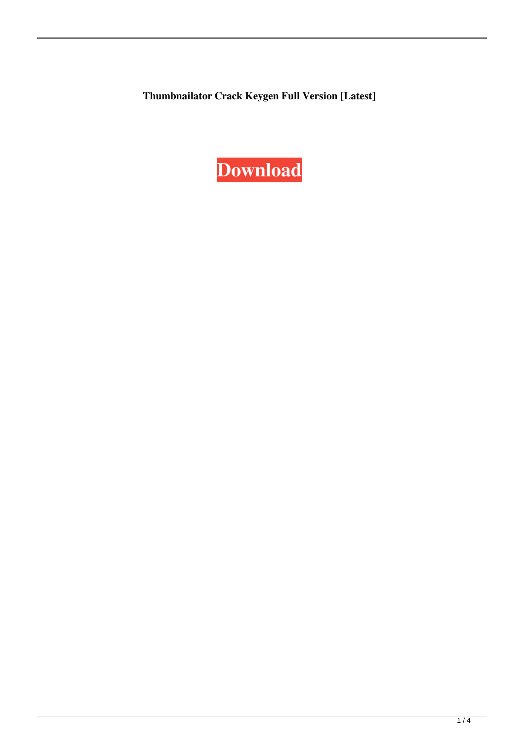**Thumbnailator Crack Keygen Full Version [Latest]**

**Download**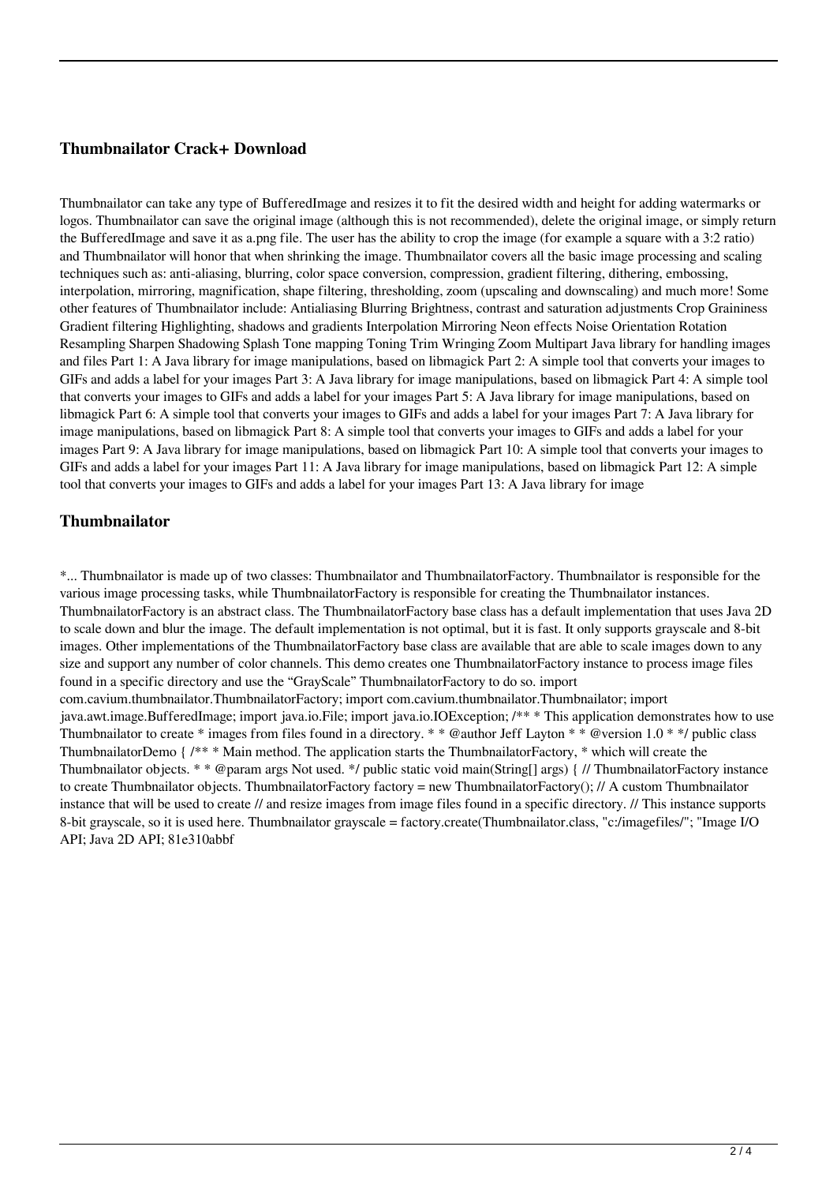### Thumbnailator Crack+ Download

Thumbnailator can take any type of BufferedImage and resizes it to fit the desired width and height for adding watermarks or logos. Thumbnailator can save the original image (although this is not recommended), delete the original image, or simply return the BufferedImage and save it as a.png file. The user has the ability to crop the image (for example a square with a 3:2 ratio) and Thumbnailator will honor that when shrinking the image. Thumbnailator covers all the basic image processing and scaling techniques such as: anti-aliasing, blurring, color space conversion, compression, gradient filtering, dithering, embossing, interpolation, mirroring, magnification, shape filtering, thresholding, zoom (upscaling and downscaling) and much more! Some other features of Thumbnailator include: Antialiasing Blurring Brightness, contrast and saturation adjustments Crop Graininess Gradient filtering Highlighting, shadows and gradients Interpolation Mirroring Neon effects Noise Orientation Rotation Resampling Sharpen Shadowing Splash Tone mapping Toning Trim Wringing Zoom Multipart Java library for handling images and files Part 1: A Java library for image manipulations, based on libmagick Part 2: A simple tool that converts your images to GIFs and adds a label for your images Part 3: A Java library for image manipulations, based on libmagick Part 4: A simple tool that converts your images to GIFs and adds a label for your images Part 5: A Java library for image manipulations, based on libmagick Part 6: A simple tool that converts your images to GIFs and adds a label for your images Part 7: A Java library for image manipulations, based on libmagick Part 8: A simple tool that converts your images to GIFs and adds a label for your images Part 9: A Java library for image manipulations, based on libmagick Part 10: A simple tool that converts your images to GIFs and adds a label for your images Part 11: A Java library for image manipulations, based on libmagick Part 12: A simple tool that converts your images to GIFs and adds a label for your images Part 13: A Java library for image

### Thumbnailator

*... Thumbnailator is made up of two classes: Thumbnailator and ThumbnailatorFactory. Thumbnailator is responsible for the various image processing tasks, while ThumbnailatorFactory is responsible for creating the Thumbnailator instances. ThumbnailatorFactory is an abstract class. The ThumbnailatorFactory base class has a default implementation that uses Java 2D to scale down and blur the image. The default implementation is not optimal, but it is fast. It only supports grayscale and 8-bit images. Other implementations of the ThumbnailatorFactory base class are available that are able to scale images down to any size and support any number of color channels. This demo creates one ThumbnailatorFactory instance to process image files found in a specific directory and use the “GrayScale” ThumbnailatorFactory to do so. import com.cavium.thumbnailator.ThumbnailatorFactory; import com.cavium.thumbnailator.Thumbnailator; import java.awt.image.BufferedImage; import java.io.File; import java.io.IOException; /** * This application demonstrates how to use Thumbnailator to create * images from files found in a directory. * * @author Jeff Layton * * @version 1.0 * */ public class ThumbnailatorDemo { /** * Main method. The application starts the ThumbnailatorFactory, * which will create the Thumbnailator objects. * * @param args Not used. */ public static void main(String[] args) { // ThumbnailatorFactory instance to create Thumbnailator objects. ThumbnailatorFactory factory = new ThumbnailatorFactory(); // A custom Thumbnailator instance that will be used to create // and resize images from image files found in a specific directory. // This instance supports 8-bit grayscale, so it is used here. Thumbnailator grayscale = factory.create(Thumbnailator.class, "c:/imagefiles/"; "Image I/O API; Java 2D API; 81e310abbf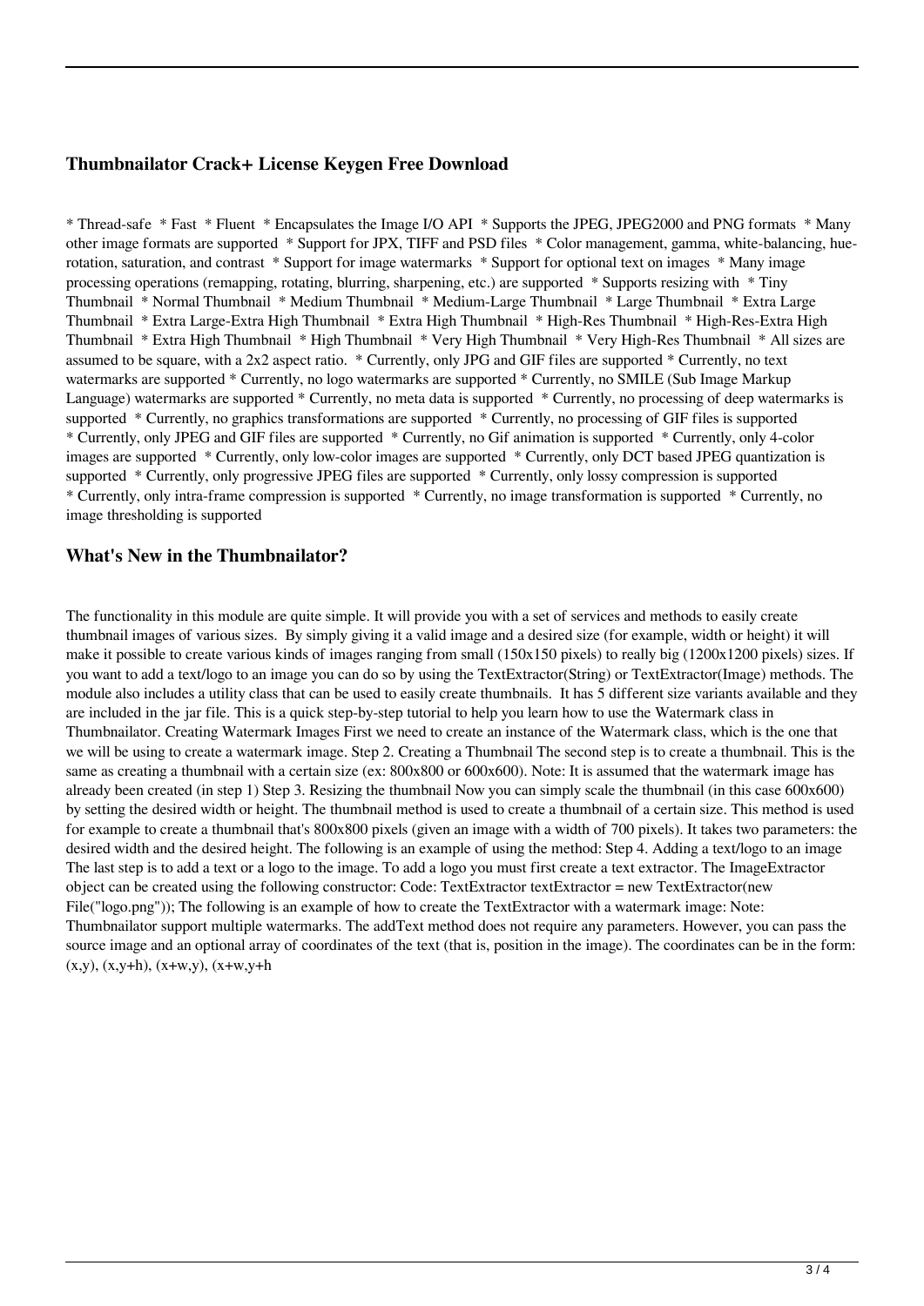## Thumbnailator Crack+ License Keygen Free Download

* Thread-safe * Fast * Fluent * Encapsulates the Image I/O API * Supports the JPEG, JPEG2000 and PNG formats * Many other image formats are supported * Support for JPX, TIFF and PSD files * Color management, gamma, white-balancing, hue-rotation, saturation, and contrast * Support for image watermarks * Support for optional text on images * Many image processing operations (remapping, rotating, blurring, sharpening, etc.) are supported * Supports resizing with * Tiny Thumbnail * Normal Thumbnail * Medium Thumbnail * Medium-Large Thumbnail * Large Thumbnail * Extra Large Thumbnail * Extra Large-Extra High Thumbnail * Extra High Thumbnail * High-Res Thumbnail * High-Res-Extra High Thumbnail * Extra High Thumbnail * High Thumbnail * Very High Thumbnail * Very High-Res Thumbnail * All sizes are assumed to be square, with a 2x2 aspect ratio. * Currently, only JPG and GIF files are supported * Currently, no text watermarks are supported * Currently, no logo watermarks are supported * Currently, no SMILE (Sub Image Markup Language) watermarks are supported * Currently, no meta data is supported * Currently, no processing of deep watermarks is supported * Currently, no graphics transformations are supported * Currently, no processing of GIF files is supported * Currently, only JPEG and GIF files are supported * Currently, no Gif animation is supported * Currently, only 4-color images are supported * Currently, only low-color images are supported * Currently, only DCT based JPEG quantization is supported * Currently, only progressive JPEG files are supported * Currently, only lossy compression is supported * Currently, only intra-frame compression is supported * Currently, no image transformation is supported * Currently, no image thresholding is supported

## What's New in the Thumbnailator?

The functionality in this module are quite simple. It will provide you with a set of services and methods to easily create thumbnail images of various sizes. By simply giving it a valid image and a desired size (for example, width or height) it will make it possible to create various kinds of images ranging from small (150x150 pixels) to really big (1200x1200 pixels) sizes. If you want to add a text/logo to an image you can do so by using the TextExtractor(String) or TextExtractor(Image) methods. The module also includes a utility class that can be used to easily create thumbnails. It has 5 different size variants available and they are included in the jar file. This is a quick step-by-step tutorial to help you learn how to use the Watermark class in Thumbnailator. Creating Watermark Images First we need to create an instance of the Watermark class, which is the one that we will be using to create a watermark image. Step 2. Creating a Thumbnail The second step is to create a thumbnail. This is the same as creating a thumbnail with a certain size (ex: 800x800 or 600x600). Note: It is assumed that the watermark image has already been created (in step 1) Step 3. Resizing the thumbnail Now you can simply scale the thumbnail (in this case 600x600) by setting the desired width or height. The thumbnail method is used to create a thumbnail of a certain size. This method is used for example to create a thumbnail that's 800x800 pixels (given an image with a width of 700 pixels). It takes two parameters: the desired width and the desired height. The following is an example of using the method: Step 4. Adding a text/logo to an image The last step is to add a text or a logo to the image. To add a logo you must first create a text extractor. The ImageExtractor object can be created using the following constructor: Code: TextExtractor textExtractor = new TextExtractor(new File("logo.png")); The following is an example of how to create the TextExtractor with a watermark image: Note: Thumbnailator support multiple watermarks. The addText method does not require any parameters. However, you can pass the source image and an optional array of coordinates of the text (that is, position in the image). The coordinates can be in the form: (x,y), (x,y+h), (x+w,y), (x+w,y+h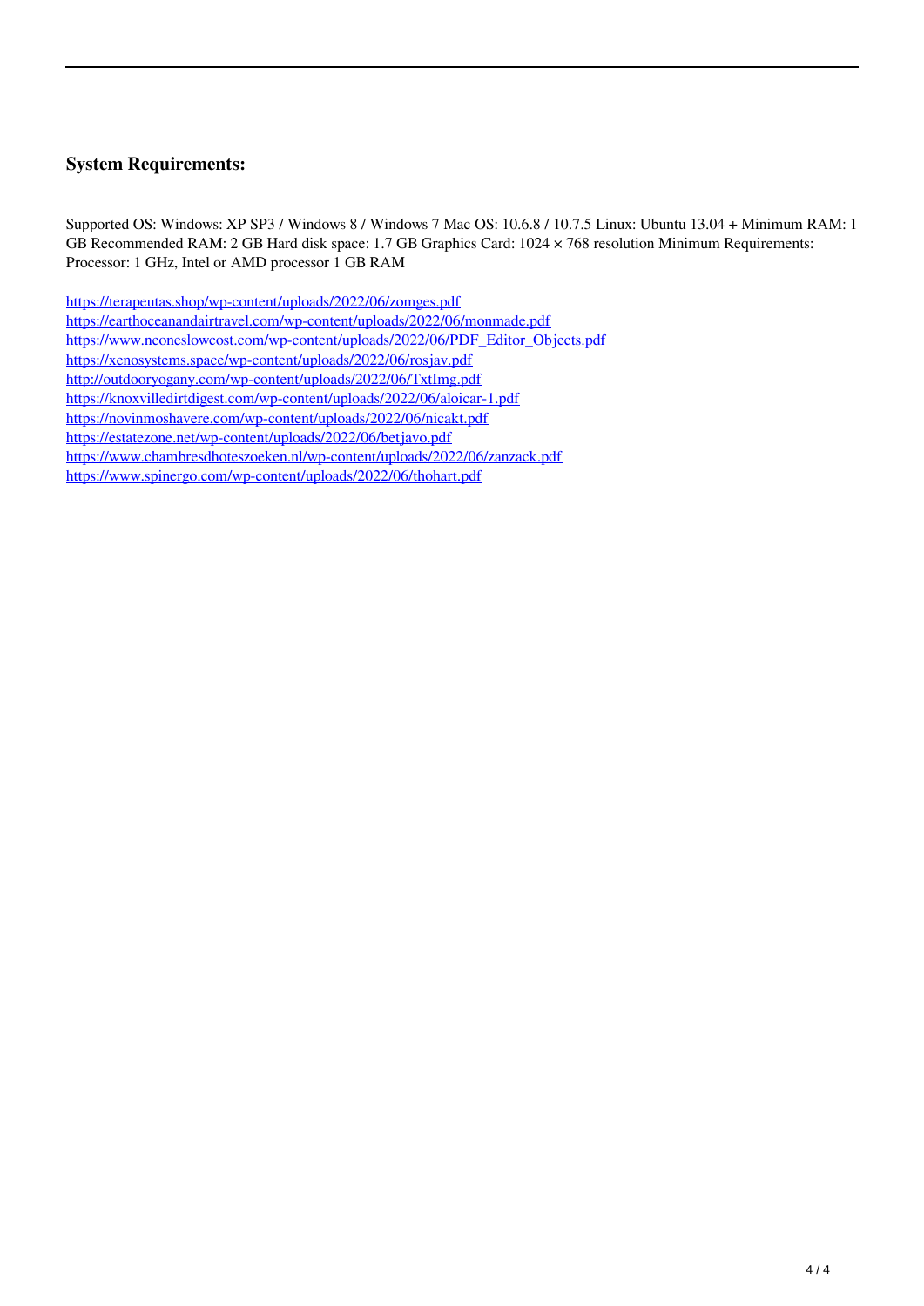### System Requirements:

Supported OS: Windows: XP SP3 / Windows 8 / Windows 7 Mac OS: 10.6.8 / 10.7.5 Linux: Ubuntu 13.04 + Minimum RAM: 1 GB Recommended RAM: 2 GB Hard disk space: 1.7 GB Graphics Card: 1024 × 768 resolution Minimum Requirements: Processor: 1 GHz, Intel or AMD processor 1 GB RAM

https://terapeutas.shop/wp-content/uploads/2022/06/zomges.pdf
https://earthoceanandairtravel.com/wp-content/uploads/2022/06/monmade.pdf
https://www.neoneslowcost.com/wp-content/uploads/2022/06/PDF_Editor_Objects.pdf
https://xenosystems.space/wp-content/uploads/2022/06/rosjav.pdf
http://outdooryogany.com/wp-content/uploads/2022/06/TxtImg.pdf
https://knoxvilledirtdigest.com/wp-content/uploads/2022/06/aloicar-1.pdf
https://novinmoshavere.com/wp-content/uploads/2022/06/nicakt.pdf
https://estatezone.net/wp-content/uploads/2022/06/betjavo.pdf
https://www.chambresdhoteszoeken.nl/wp-content/uploads/2022/06/zanzack.pdf
https://www.spinergo.com/wp-content/uploads/2022/06/thohart.pdf